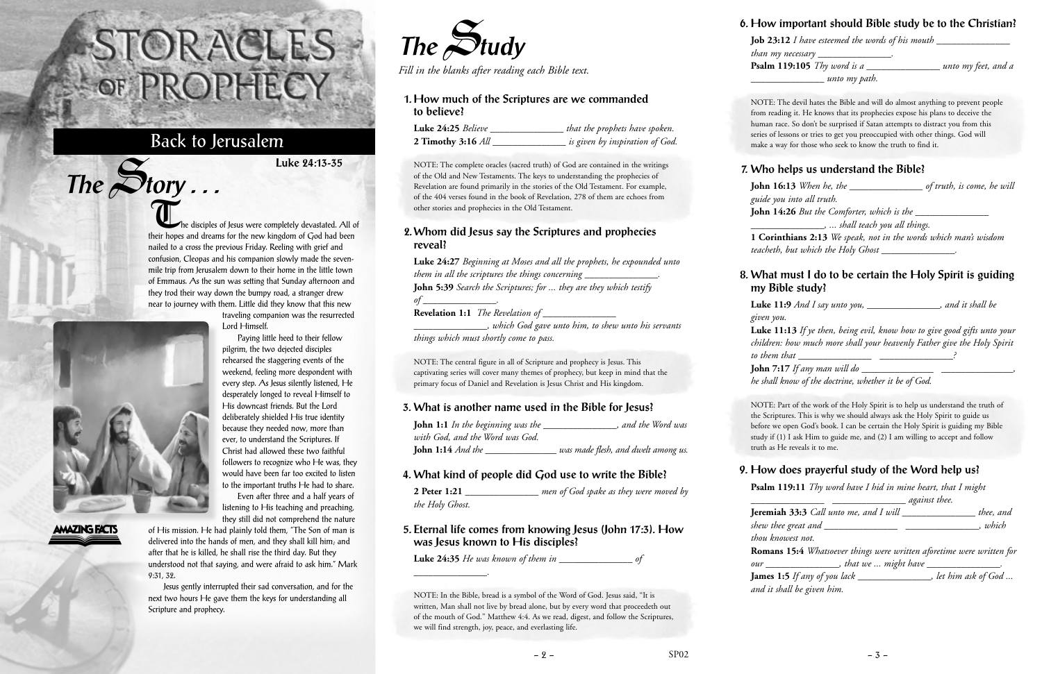# STORACLES OF PROPHECY

## Back to Jerusalem

**Luke 24:13-35**

## The Story . . .

The disciples of Jesus were completely devastated. All of their hopes and dreams for the new kingdom of God had been nailed to a cross the previous Friday. Reeling with grief and confusion, Cleopas and his companion slowly made the seven-mile trip from Jerusalem down to their home in the little town of Emmaus. As the sun was setting that Sunday afternoon and they trod their way down the bumpy road, a stranger drew near to journey with them. Little did they know that this new traveling companion was the resurrected Lord Himself.

Paying little heed to their fellow pilgrim, the two dejected disciples rehearsed the staggering events of the weekend, feeling more despondent with every step. As Jesus silently listened, He desperately longed to reveal Himself to His downcast friends. But the Lord deliberately shielded His true identity because they needed now, more than ever, to understand the Scriptures. If Christ had allowed these two faithful followers to recognize who He was, they would have been far too excited to listen to the important truths He had to share.

Even after three and a half years of listening to His teaching and preaching, they still did not comprehend the nature of His mission. He had plainly told them, "The Son of man is delivered into the hands of men, and they shall kill him; and after that he is killed, he shall rise the third day. But they understood not that saying, and were afraid to ask him." Mark 9:31, 32.

Jesus gently interrupted their sad conversation, and for the next two hours He gave them the keys for understanding all Scripture and prophecy.

AMAZING FACTS

## The Study

*Fill in the blanks after reading each Bible text.*

### 1. How much of the Scriptures are we commanded to believe?

**Luke 24:25** *Believe _______________ that the prophets have spoken.*
**2 Timothy 3:16** *All _______________ is given by inspiration of God.*

NOTE: The complete oracles (sacred truth) of God are contained in the writings of the Old and New Testaments. The keys to understanding the prophecies of Revelation are found primarily in the stories of the Old Testament. For example, of the 404 verses found in the book of Revelation, 278 of them are echoes from other stories and prophecies in the Old Testament.

### 2. Whom did Jesus say the Scriptures and prophecies reveal?

**Luke 24:27** *Beginning at Moses and all the prophets, he expounded unto them in all the scriptures the things concerning _______________.*
**John 5:39** *Search the Scriptures; for ... they are they which testify of _______________.*
**Revelation 1:1** *The Revelation of _______________ _______________, which God gave unto him, to shew unto his servants things which must shortly come to pass.*

NOTE: The central figure in all of Scripture and prophecy is Jesus. This captivating series will cover many themes of prophecy, but keep in mind that the primary focus of Daniel and Revelation is Jesus Christ and His kingdom.

### 3. What is another name used in the Bible for Jesus?

**John 1:1** *In the beginning was the _______________, and the Word was with God, and the Word was God.*
**John 1:14** *And the _______________ was made flesh, and dwelt among us.*

### 4. What kind of people did God use to write the Bible?

**2 Peter 1:21** _______________ *men of God spake as they were moved by the Holy Ghost.*

### 5. Eternal life comes from knowing Jesus (John 17:3). How was Jesus known to His disciples?

**Luke 24:35** *He was known of them in _______________ of _______________.*

NOTE: In the Bible, bread is a symbol of the Word of God. Jesus said, "It is written, Man shall not live by bread alone, but by every word that proceedeth out of the mouth of God." Matthew 4:4. As we read, digest, and follow the Scriptures, we will find strength, joy, peace, and everlasting life.

### 6. How important should Bible study be to the Christian?

**Job 23:12** *I have esteemed the words of his mouth _______________ than my necessary _______________.*
**Psalm 119:105** *Thy word is a _______________ unto my feet, and a _______________ unto my path.*

NOTE: The devil hates the Bible and will do almost anything to prevent people from reading it. He knows that its prophecies expose his plans to deceive the human race. So don't be surprised if Satan attempts to distract you from this series of lessons or tries to get you preoccupied with other things. God will make a way for those who seek to know the truth to find it.

### 7. Who helps us understand the Bible?

**John 16:13** *When he, the _______________ of truth, is come, he will guide you into all truth.*
**John 14:26** *But the Comforter, which is the _______________ _______________, ... shall teach you all things.*
**1 Corinthians 2:13** *We speak, not in the words which man's wisdom teacheth, but which the Holy Ghost _______________.*

### 8. What must I do to be certain the Holy Spirit is guiding my Bible study?

**Luke 11:9** *And I say unto you, _______________, and it shall be given you.*
**Luke 11:13** *If ye then, being evil, know how to give good gifts unto your children: how much more shall your heavenly Father give the Holy Spirit to them that _______________ _______________?*
**John 7:17** *If any man will do _______________ _______________, he shall know of the doctrine, whether it be of God.*

NOTE: Part of the work of the Holy Spirit is to help us understand the truth of the Scriptures. This is why we should always ask the Holy Spirit to guide us before we open God's book. I can be certain the Holy Spirit is guiding my Bible study if (1) I ask Him to guide me, and (2) I am willing to accept and follow truth as He reveals it to me.

### 9. How does prayerful study of the Word help us?

**Psalm 119:11** *Thy word have I hid in mine heart, that I might _______________ _______________ against thee.*
**Jeremiah 33:3** *Call unto me, and I will _______________ thee, and shew thee great and _______________ _______________, which thou knowest not.*
**Romans 15:4** *Whatsoever things were written aforetime were written for our _______________, that we ... might have _______________.*
**James 1:5** *If any of you lack _______________, let him ask of God ... and it shall be given him.*

SP02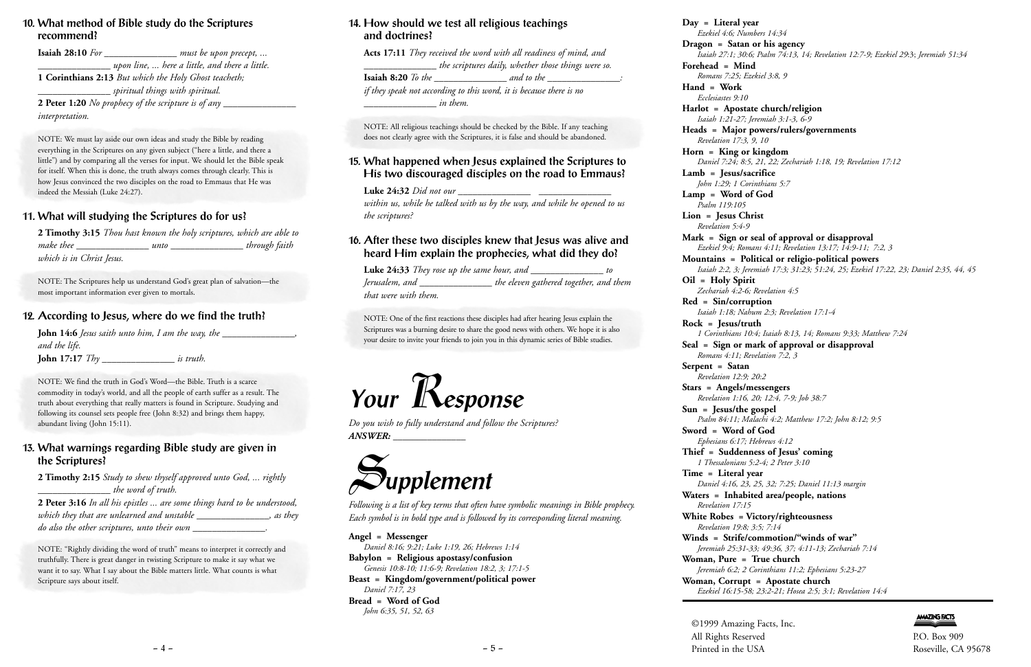## 10. What method of Bible study do the Scriptures recommend?

**Isaiah 28:10** *For _______________ must be upon precept, ... _______________ upon line, ... here a little, and there a little.*

**1 Corinthians 2:13** *But which the Holy Ghost teacheth; _______________ spiritual things with spiritual.*

**2 Peter 1:20** *No prophecy of the scripture is of any _______________ interpretation.*

NOTE: We must lay aside our own ideas and study the Bible by reading everything in the Scriptures on any given subject ("here a little, and there a little") and by comparing all the verses for input. We should let the Bible speak for itself. When this is done, the truth always comes through clearly. This is how Jesus convinced the two disciples on the road to Emmaus that He was indeed the Messiah (Luke 24:27).

## 11. What will studying the Scriptures do for us?

**2 Timothy 3:15** *Thou hast known the holy scriptures, which are able to make thee _______________ unto _______________ through faith which is in Christ Jesus.*

NOTE: The Scriptures help us understand God's great plan of salvation—the most important information ever given to mortals.

## 12. According to Jesus, where do we find the truth?

**John 14:6** *Jesus saith unto him, I am the way, the _______________, and the life.*

**John 17:17** *Thy _______________ is truth.*

NOTE: We find the truth in God's Word—the Bible. Truth is a scarce commodity in today's world, and all the people of earth suffer as a result. The truth about everything that really matters is found in Scripture. Studying and following its counsel sets people free (John 8:32) and brings them happy, abundant living (John 15:11).

## 13. What warnings regarding Bible study are given in the Scriptures?

**2 Timothy 2:15** *Study to shew thyself approved unto God, ... rightly _______________ the word of truth.*

**2 Peter 3:16** *In all his epistles ... are some things hard to be understood, which they that are unlearned and unstable _______________, as they do also the other scriptures, unto their own _______________.*

NOTE: "Rightly dividing the word of truth" means to interpret it correctly and truthfully. There is great danger in twisting Scripture to make it say what we want it to say. What I say about the Bible matters little. What counts is what Scripture says about itself.

## 14. How should we test all religious teachings and doctrines?

**Acts 17:11** *They received the word with all readiness of mind, and _______________ the scriptures daily, whether those things were so.*

**Isaiah 8:20** *To the _______________ and to the _______________: if they speak not according to this word, it is because there is no _______________ in them.*

NOTE: All religious teachings should be checked by the Bible. If any teaching does not clearly agree with the Scriptures, it is false and should be abandoned.

## 15. What happened when Jesus explained the Scriptures to His two discouraged disciples on the road to Emmaus?

**Luke 24:32** *Did not our _______________ _______________ within us, while he talked with us by the way, and while he opened to us the scriptures?*

## 16. After these two disciples knew that Jesus was alive and heard Him explain the prophecies, what did they do?

**Luke 24:33** *They rose up the same hour, and _______________ to Jerusalem, and _______________ the eleven gathered together, and them that were with them.*

NOTE: One of the first reactions these disciples had after hearing Jesus explain the Scriptures was a burning desire to share the good news with others. We hope it is also your desire to invite your friends to join you in this dynamic series of Bible studies.

# Your Response

*Do you wish to fully understand and follow the Scriptures?*
***ANSWER:*** _______________

# Supplement

*Following is a list of key terms that often have symbolic meanings in Bible prophecy. Each symbol is in bold type and is followed by its corresponding literal meaning.*

**Angel = Messenger**
*Daniel 8:16; 9:21; Luke 1:19, 26; Hebrews 1:14*

**Babylon = Religious apostasy/confusion**
*Genesis 10:8-10; 11:6-9; Revelation 18:2, 3; 17:1-5*

**Beast = Kingdom/government/political power**
*Daniel 7:17, 23*

**Bread = Word of God**
*John 6:35, 51, 52, 63*

**Day = Literal year**
*Ezekiel 4:6; Numbers 14:34*

**Dragon = Satan or his agency**
*Isaiah 27:1; 30:6; Psalm 74:13, 14; Revelation 12:7-9; Ezekiel 29:3; Jeremiah 51:34*

**Forehead = Mind**
*Romans 7:25; Ezekiel 3:8, 9*

**Hand = Work**
*Ecclesiastes 9:10*

**Harlot = Apostate church/religion**
*Isaiah 1:21-27; Jeremiah 3:1-3, 6-9*

**Heads = Major powers/rulers/governments**
*Revelation 17:3, 9, 10*

**Horn = King or kingdom**
*Daniel 7:24; 8:5, 21, 22; Zechariah 1:18, 19; Revelation 17:12*

**Lamb = Jesus/sacrifice**
*John 1:29; 1 Corinthians 5:7*

**Lamp = Word of God**
*Psalm 119:105*

**Lion = Jesus Christ**
*Revelation 5:4-9*

**Mark = Sign or seal of approval or disapproval**
*Ezekiel 9:4; Romans 4:11; Revelation 13:17; 14:9-11; 7:2, 3*

**Mountains = Political or religio-political powers**
*Isaiah 2:2, 3; Jeremiah 17:3; 31:23; 51:24, 25; Ezekiel 17:22, 23; Daniel 2:35, 44, 45*

**Oil = Holy Spirit**
*Zechariah 4:2-6; Revelation 4:5*

**Red = Sin/corruption**
*Isaiah 1:18; Nahum 2:3; Revelation 17:1-4*

**Rock = Jesus/truth**
*1 Corinthians 10:4; Isaiah 8:13, 14; Romans 9:33; Matthew 7:24*

**Seal = Sign or mark of approval or disapproval**
*Romans 4:11; Revelation 7:2, 3*

**Serpent = Satan**
*Revelation 12:9; 20:2*

**Stars = Angels/messengers**
*Revelation 1:16, 20; 12:4, 7-9; Job 38:7*

**Sun = Jesus/the gospel**
*Psalm 84:11; Malachi 4:2; Matthew 17:2; John 8:12; 9:5*

**Sword = Word of God**
*Ephesians 6:17; Hebrews 4:12*

**Thief = Suddenness of Jesus' coming**
*1 Thessalonians 5:2-4; 2 Peter 3:10*

**Time = Literal year**
*Daniel 4:16, 23, 25, 32; 7:25; Daniel 11:13 margin*

**Waters = Inhabited area/people, nations**
*Revelation 17:15*

**White Robes = Victory/righteousness**
*Revelation 19:8; 3:5; 7:14*

**Winds = Strife/commotion/"winds of war"**
*Jeremiah 25:31-33; 49:36, 37; 4:11-13; Zechariah 7:14*

**Woman, Pure = True church**
*Jeremiah 6:2; 2 Corinthians 11:2; Ephesians 5:23-27*

**Woman, Corrupt = Apostate church**
*Ezekiel 16:15-58; 23:2-21; Hosea 2:5; 3:1; Revelation 14:4*

©1999 Amazing Facts, Inc.
All Rights Reserved
Printed in the USA

AMAZING FACTS
P.O. Box 909
Roseville, CA 95678